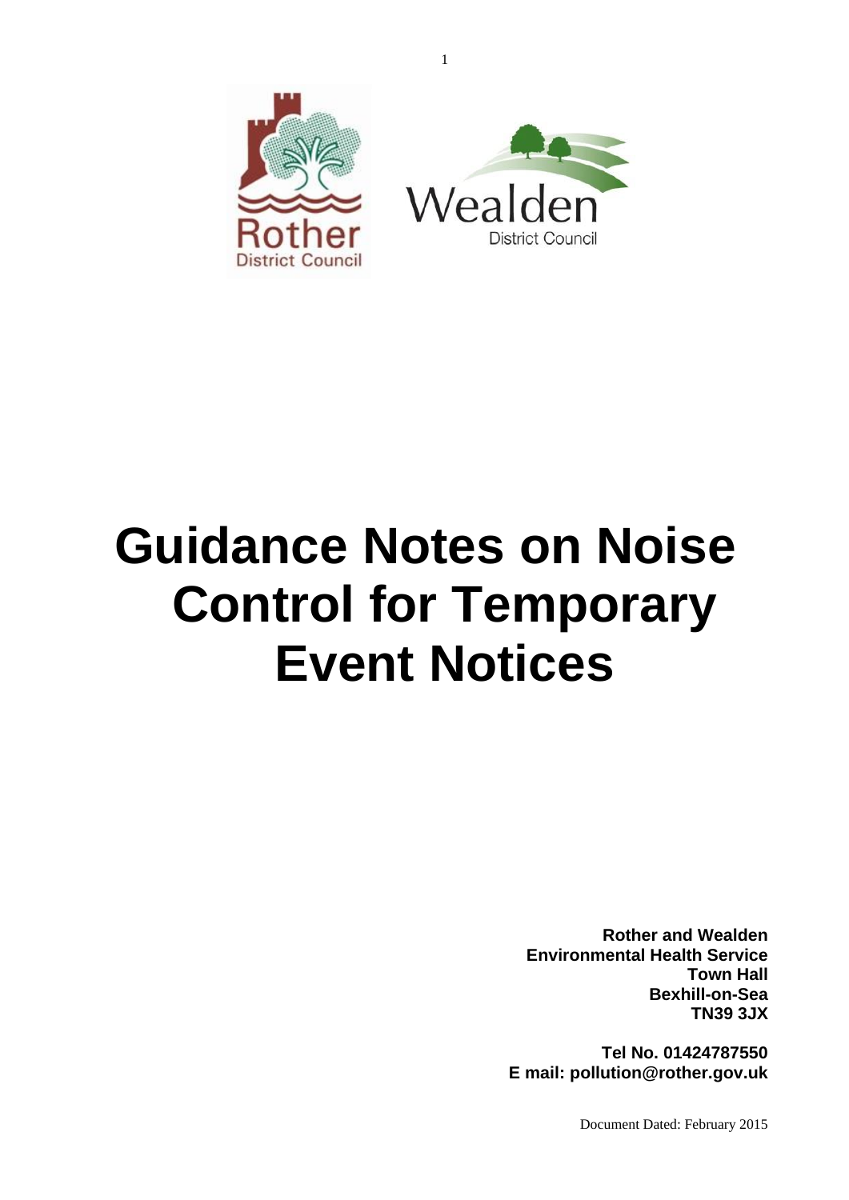# Guidance Notes on Noise Control for Temporary Event Notices

**Rother and Wealden**
**Environmental Health Service**
**Town Hall**
**Bexhill-on-Sea**
**TN39 3JX**

**Tel No. 01424787550**
**E mail: pollution@rother.gov.uk**

Document Dated: February 2015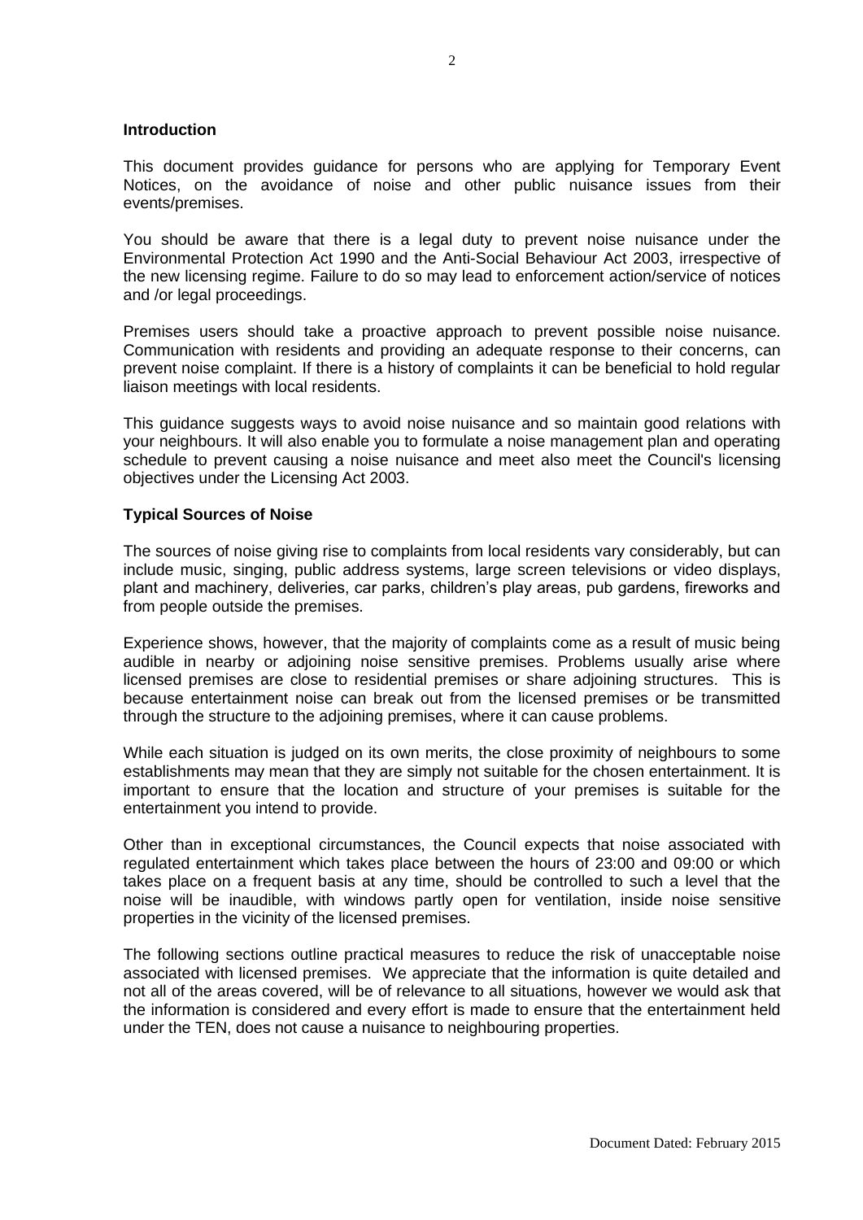**Introduction**

This document provides guidance for persons who are applying for Temporary Event Notices, on the avoidance of noise and other public nuisance issues from their events/premises.

You should be aware that there is a legal duty to prevent noise nuisance under the Environmental Protection Act 1990 and the Anti-Social Behaviour Act 2003, irrespective of the new licensing regime. Failure to do so may lead to enforcement action/service of notices and /or legal proceedings.

Premises users should take a proactive approach to prevent possible noise nuisance. Communication with residents and providing an adequate response to their concerns, can prevent noise complaint. If there is a history of complaints it can be beneficial to hold regular liaison meetings with local residents.

This guidance suggests ways to avoid noise nuisance and so maintain good relations with your neighbours. It will also enable you to formulate a noise management plan and operating schedule to prevent causing a noise nuisance and meet also meet the Council's licensing objectives under the Licensing Act 2003.

**Typical Sources of Noise**

The sources of noise giving rise to complaints from local residents vary considerably, but can include music, singing, public address systems, large screen televisions or video displays, plant and machinery, deliveries, car parks, children's play areas, pub gardens, fireworks and from people outside the premises.

Experience shows, however, that the majority of complaints come as a result of music being audible in nearby or adjoining noise sensitive premises. Problems usually arise where licensed premises are close to residential premises or share adjoining structures. This is because entertainment noise can break out from the licensed premises or be transmitted through the structure to the adjoining premises, where it can cause problems.

While each situation is judged on its own merits, the close proximity of neighbours to some establishments may mean that they are simply not suitable for the chosen entertainment. It is important to ensure that the location and structure of your premises is suitable for the entertainment you intend to provide.

Other than in exceptional circumstances, the Council expects that noise associated with regulated entertainment which takes place between the hours of 23:00 and 09:00 or which takes place on a frequent basis at any time, should be controlled to such a level that the noise will be inaudible, with windows partly open for ventilation, inside noise sensitive properties in the vicinity of the licensed premises.

The following sections outline practical measures to reduce the risk of unacceptable noise associated with licensed premises. We appreciate that the information is quite detailed and not all of the areas covered, will be of relevance to all situations, however we would ask that the information is considered and every effort is made to ensure that the entertainment held under the TEN, does not cause a nuisance to neighbouring properties.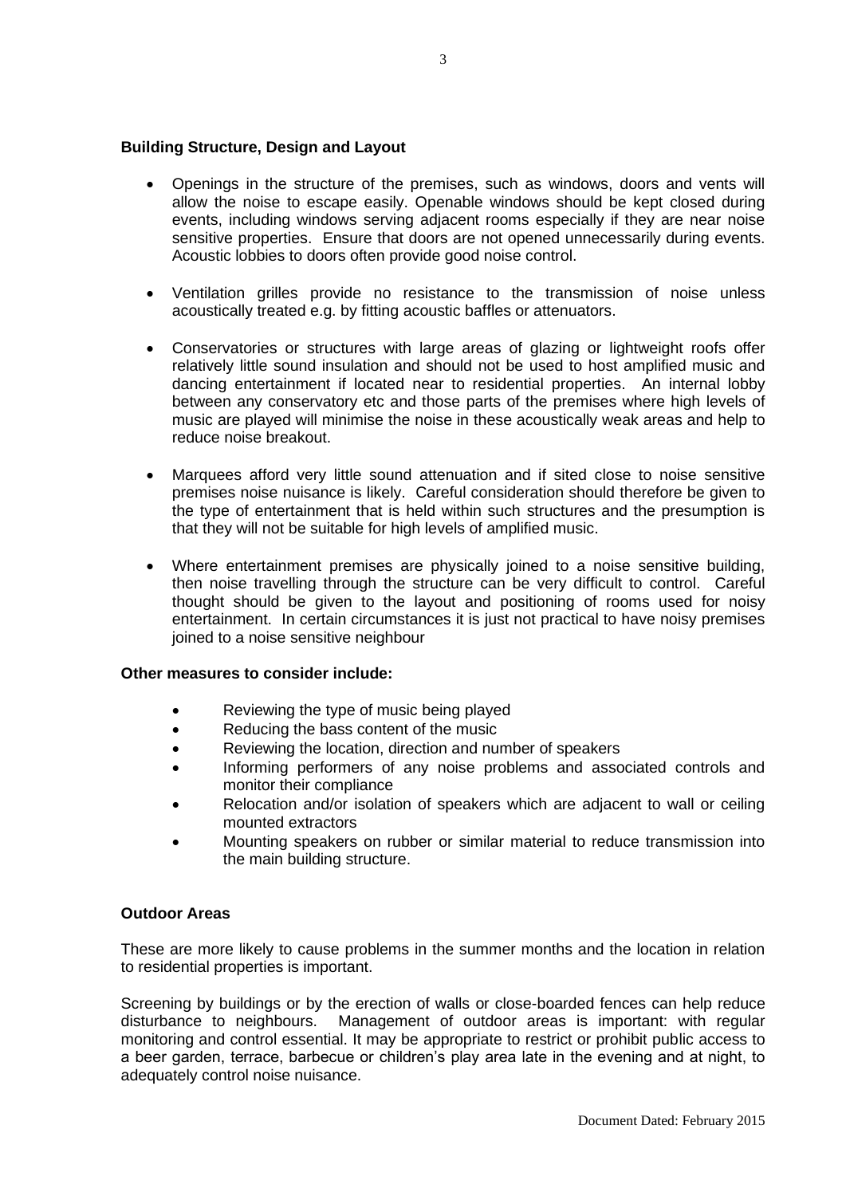**Building Structure, Design and Layout**

- Openings in the structure of the premises, such as windows, doors and vents will allow the noise to escape easily. Openable windows should be kept closed during events, including windows serving adjacent rooms especially if they are near noise sensitive properties. Ensure that doors are not opened unnecessarily during events. Acoustic lobbies to doors often provide good noise control.
- Ventilation grilles provide no resistance to the transmission of noise unless acoustically treated e.g. by fitting acoustic baffles or attenuators.
- Conservatories or structures with large areas of glazing or lightweight roofs offer relatively little sound insulation and should not be used to host amplified music and dancing entertainment if located near to residential properties. An internal lobby between any conservatory etc and those parts of the premises where high levels of music are played will minimise the noise in these acoustically weak areas and help to reduce noise breakout.
- Marquees afford very little sound attenuation and if sited close to noise sensitive premises noise nuisance is likely. Careful consideration should therefore be given to the type of entertainment that is held within such structures and the presumption is that they will not be suitable for high levels of amplified music.
- Where entertainment premises are physically joined to a noise sensitive building, then noise travelling through the structure can be very difficult to control. Careful thought should be given to the layout and positioning of rooms used for noisy entertainment. In certain circumstances it is just not practical to have noisy premises joined to a noise sensitive neighbour

**Other measures to consider include:**

- Reviewing the type of music being played
- Reducing the bass content of the music
- Reviewing the location, direction and number of speakers
- Informing performers of any noise problems and associated controls and monitor their compliance
- Relocation and/or isolation of speakers which are adjacent to wall or ceiling mounted extractors
- Mounting speakers on rubber or similar material to reduce transmission into the main building structure.

**Outdoor Areas**

These are more likely to cause problems in the summer months and the location in relation to residential properties is important.

Screening by buildings or by the erection of walls or close-boarded fences can help reduce disturbance to neighbours. Management of outdoor areas is important: with regular monitoring and control essential. It may be appropriate to restrict or prohibit public access to a beer garden, terrace, barbecue or children's play area late in the evening and at night, to adequately control noise nuisance.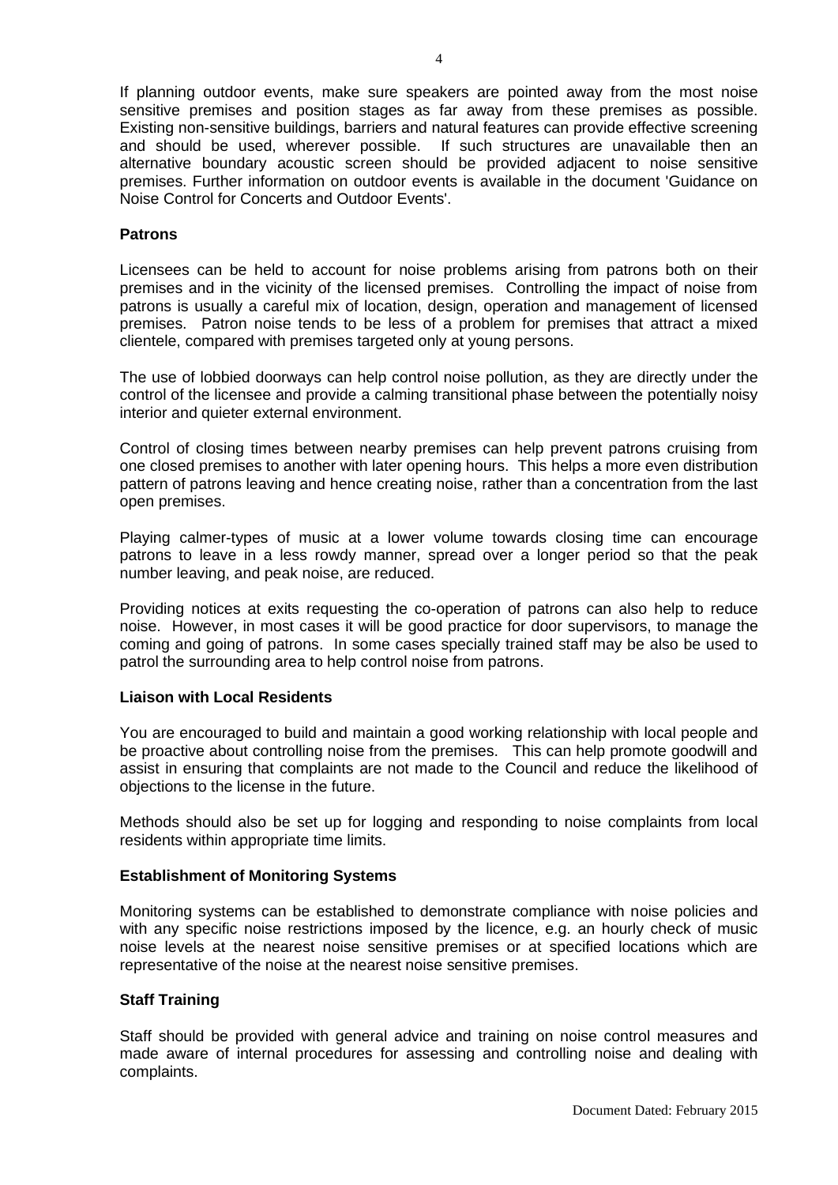If planning outdoor events, make sure speakers are pointed away from the most noise sensitive premises and position stages as far away from these premises as possible. Existing non-sensitive buildings, barriers and natural features can provide effective screening and should be used, wherever possible. If such structures are unavailable then an alternative boundary acoustic screen should be provided adjacent to noise sensitive premises. Further information on outdoor events is available in the document 'Guidance on Noise Control for Concerts and Outdoor Events'.

**Patrons**

Licensees can be held to account for noise problems arising from patrons both on their premises and in the vicinity of the licensed premises. Controlling the impact of noise from patrons is usually a careful mix of location, design, operation and management of licensed premises. Patron noise tends to be less of a problem for premises that attract a mixed clientele, compared with premises targeted only at young persons.

The use of lobbied doorways can help control noise pollution, as they are directly under the control of the licensee and provide a calming transitional phase between the potentially noisy interior and quieter external environment.

Control of closing times between nearby premises can help prevent patrons cruising from one closed premises to another with later opening hours. This helps a more even distribution pattern of patrons leaving and hence creating noise, rather than a concentration from the last open premises.

Playing calmer-types of music at a lower volume towards closing time can encourage patrons to leave in a less rowdy manner, spread over a longer period so that the peak number leaving, and peak noise, are reduced.

Providing notices at exits requesting the co-operation of patrons can also help to reduce noise. However, in most cases it will be good practice for door supervisors, to manage the coming and going of patrons. In some cases specially trained staff may be also be used to patrol the surrounding area to help control noise from patrons.

**Liaison with Local Residents**

You are encouraged to build and maintain a good working relationship with local people and be proactive about controlling noise from the premises. This can help promote goodwill and assist in ensuring that complaints are not made to the Council and reduce the likelihood of objections to the license in the future.

Methods should also be set up for logging and responding to noise complaints from local residents within appropriate time limits.

**Establishment of Monitoring Systems**

Monitoring systems can be established to demonstrate compliance with noise policies and with any specific noise restrictions imposed by the licence, e.g. an hourly check of music noise levels at the nearest noise sensitive premises or at specified locations which are representative of the noise at the nearest noise sensitive premises.

**Staff Training**

Staff should be provided with general advice and training on noise control measures and made aware of internal procedures for assessing and controlling noise and dealing with complaints.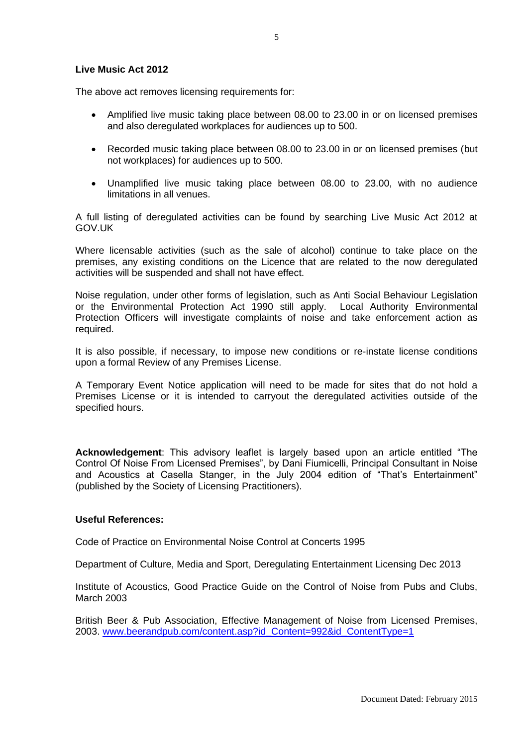**Live Music Act 2012**

The above act removes licensing requirements for:

- Amplified live music taking place between 08.00 to 23.00 in or on licensed premises and also deregulated workplaces for audiences up to 500.
- Recorded music taking place between 08.00 to 23.00 in or on licensed premises (but not workplaces) for audiences up to 500.
- Unamplified live music taking place between 08.00 to 23.00, with no audience limitations in all venues.

A full listing of deregulated activities can be found by searching Live Music Act 2012 at GOV.UK

Where licensable activities (such as the sale of alcohol) continue to take place on the premises, any existing conditions on the Licence that are related to the now deregulated activities will be suspended and shall not have effect.

Noise regulation, under other forms of legislation, such as Anti Social Behaviour Legislation or the Environmental Protection Act 1990 still apply. Local Authority Environmental Protection Officers will investigate complaints of noise and take enforcement action as required.

It is also possible, if necessary, to impose new conditions or re-instate license conditions upon a formal Review of any Premises License.

A Temporary Event Notice application will need to be made for sites that do not hold a Premises License or it is intended to carryout the deregulated activities outside of the specified hours.

**Acknowledgement**: This advisory leaflet is largely based upon an article entitled "The Control Of Noise From Licensed Premises", by Dani Fiumicelli, Principal Consultant in Noise and Acoustics at Casella Stanger, in the July 2004 edition of "That's Entertainment" (published by the Society of Licensing Practitioners).

**Useful References:**

Code of Practice on Environmental Noise Control at Concerts 1995

Department of Culture, Media and Sport, Deregulating Entertainment Licensing Dec 2013

Institute of Acoustics, Good Practice Guide on the Control of Noise from Pubs and Clubs, March 2003

British Beer & Pub Association, Effective Management of Noise from Licensed Premises, 2003. www.beerandpub.com/content.asp?id_Content=992&id_ContentType=1

Document Dated: February 2015